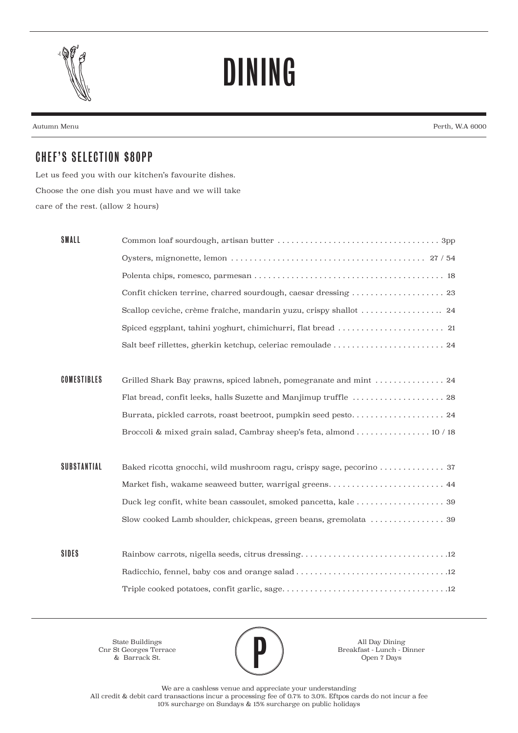# DINING

Autumn Menu

Perth, W.A 6000

## CHEF'S SELECTION $80PP

Let us feed you with our kitchen's favourite dishes.
Choose the one dish you must have and we will take
care of the rest. (allow 2 hours)

### SMALL

- Common loaf sourdough, artisan butter .... 3pp
- Oysters, mignonette, lemon .... 27 / 54
- Polenta chips, romesco, parmesan .... 18
- Confit chicken terrine, charred sourdough, caesar dressing .... 23
- Scallop ceviche, crème fraîche, mandarin yuzu, crispy shallot .... 24
- Spiced eggplant, tahini yoghurt, chimichurri, flat bread .... 21
- Salt beef rillettes, gherkin ketchup, celeriac remoulade .... 24

### COMESTIBLES

- Grilled Shark Bay prawns, spiced labneh, pomegranate and mint .... 24
- Flat bread, confit leeks, halls Suzette and Manjimup truffle .... 28
- Burrata, pickled carrots, roast beetroot, pumpkin seed pesto.... 24
- Broccoli & mixed grain salad, Cambray sheep's feta, almond .... 10 / 18

### SUBSTANTIAL

- Baked ricotta gnocchi, wild mushroom ragu, crispy sage, pecorino .... 37
- Market fish, wakame seaweed butter, warrigal greens.... 44
- Duck leg confit, white bean cassoulet, smoked pancetta, kale .... 39
- Slow cooked Lamb shoulder, chickpeas, green beans, gremolata .... 39

### SIDES

- Rainbow carrots, nigella seeds, citrus dressing.... 12
- Radicchio, fennel, baby cos and orange salad .... 12
- Triple cooked potatoes, confit garlic, sage.... 12

State Buildings
Cnr St Georges Terrace
& Barrack St.

P

All Day Dining
Breakfast - Lunch - Dinner
Open 7 Days

We are a cashless venue and appreciate your understanding
All credit & debit card transactions incur a processing fee of 0.7% to 3.0%. Eftpos cards do not incur a fee
10% surcharge on Sundays & 15% surcharge on public holidays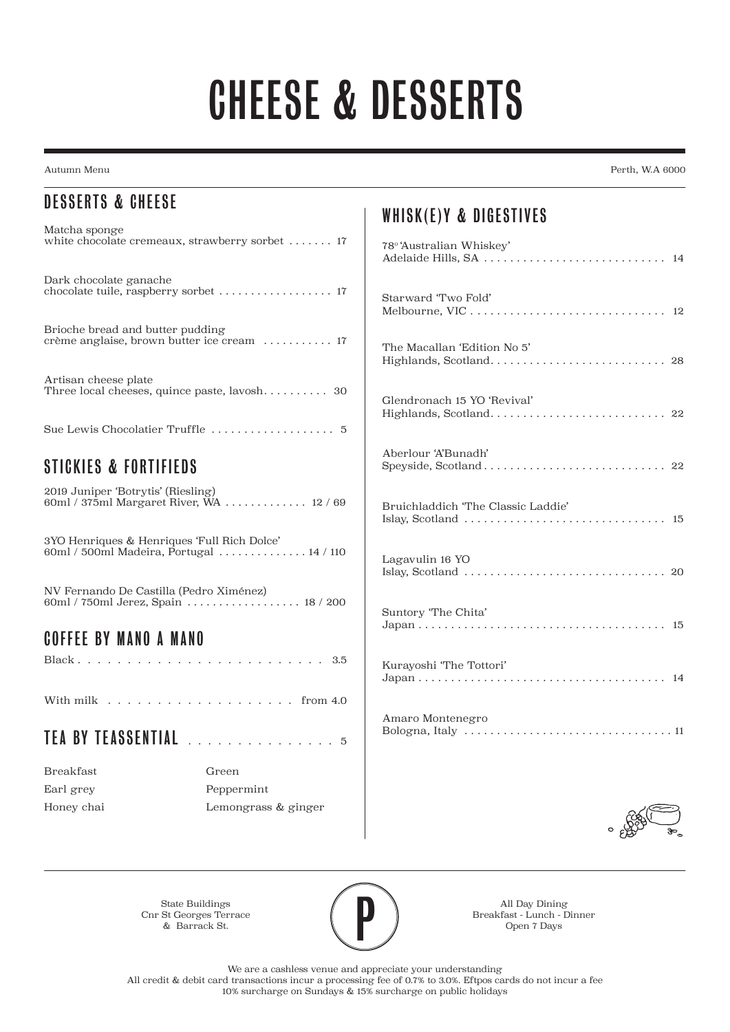# CHEESE & DESSERTS

Autumn Menu

Perth, W.A 6000

## DESSERTS & CHEESE

Matcha sponge
white chocolate cremeaux, strawberry sorbet ....... 17

Dark chocolate ganache
chocolate tuile, raspberry sorbet .................. 17

Brioche bread and butter pudding
crème anglaise, brown butter ice cream ........... 17

Artisan cheese plate
Three local cheeses, quince paste, lavosh.......... 30

Sue Lewis Chocolatier Truffle ................... 5

## STICKIES & FORTIFIEDS

2019 Juniper 'Botrytis' (Riesling)
60ml / 375ml Margaret River, WA ............. 12 / 69

3YO Henriques & Henriques 'Full Rich Dolce'
60ml / 500ml Madeira, Portugal .............. 14 / 110

NV Fernando De Castilla (Pedro Ximénez)
60ml / 750ml Jerez, Spain .................. 18 / 200

## COFFEE BY MANO A MANO

Black. . . . . . . . . . . . . . . . . . . . . . . . . . 3.5

With milk . . . . . . . . . . . . . . . . . . . . from 4.0

## TEA BY TEASSENTIAL ................ 5

Breakfast
Earl grey
Honey chai
Green
Peppermint
Lemongrass & ginger

## WHISK(E)Y & DIGESTIVES

78° 'Australian Whiskey'
Adelaide Hills, SA ............................ 14

Starward 'Two Fold'
Melbourne, VIC ............................... 12

The Macallan 'Edition No 5'
Highlands, Scotland........................... 28

Glendronach 15 YO 'Revival'
Highlands, Scotland........................... 22

Aberlour 'A'Bunadh'
Speyside, Scotland............................ 22

Bruichladdich 'The Classic Laddie'
Islay, Scotland ............................... 15

Lagavulin 16 YO
Islay, Scotland ............................... 20

Suntory 'The Chita'
Japan ........................................ 15

Kurayoshi 'The Tottori'
Japan ........................................ 14

Amaro Montenegro
Bologna, Italy ................................ 11

State Buildings
Cnr St Georges Terrace
& Barrack St.

P

All Day Dining
Breakfast - Lunch - Dinner
Open 7 Days

We are a cashless venue and appreciate your understanding
All credit & debit card transactions incur a processing fee of 0.7% to 3.0%. Eftpos cards do not incur a fee
10% surcharge on Sundays & 15% surcharge on public holidays